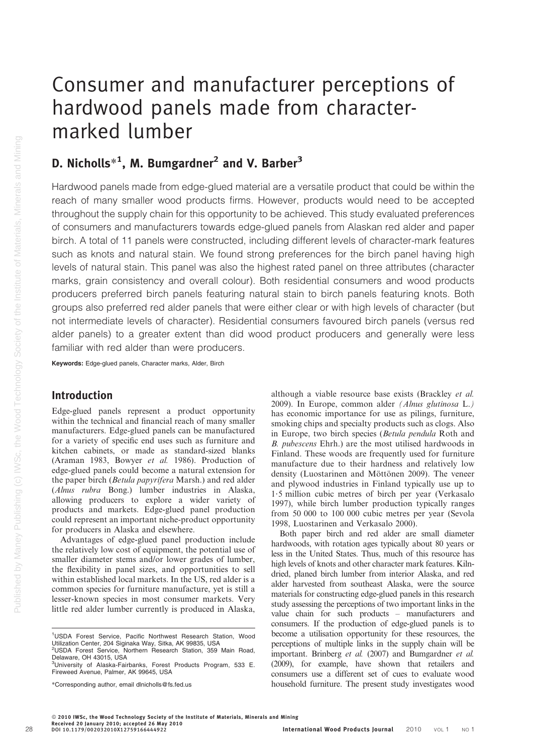# Consumer and manufacturer perceptions of hardwood panels made from character-marked lumber

## D. Nicholls*[1], M. Bumgardner[2] and V. Barber[3]

Hardwood panels made from edge-glued material are a versatile product that could be within the reach of many smaller wood products firms. However, products would need to be accepted throughout the supply chain for this opportunity to be achieved. This study evaluated preferences of consumers and manufacturers towards edge-glued panels from Alaskan red alder and paper birch. A total of 11 panels were constructed, including different levels of character-mark features such as knots and natural stain. We found strong preferences for the birch panel having high levels of natural stain. This panel was also the highest rated panel on three attributes (character marks, grain consistency and overall colour). Both residential consumers and wood products producers preferred birch panels featuring natural stain to birch panels featuring knots. Both groups also preferred red alder panels that were either clear or with high levels of character (but not intermediate levels of character). Residential consumers favoured birch panels (versus red alder panels) to a greater extent than did wood product producers and generally were less familiar with red alder than were producers.

**Keywords:** Edge-glued panels, Character marks, Alder, Birch

## Introduction

Edge-glued panels represent a product opportunity within the technical and financial reach of many smaller manufacturers. Edge-glued panels can be manufactured for a variety of specific end uses such as furniture and kitchen cabinets, or made as standard-sized blanks (Araman 1983, Bowyer *et al.* 1986). Production of edge-glued panels could become a natural extension for the paper birch (*Betula papyrifera* Marsh.) and red alder (*Alnus rubra* Bong.) lumber industries in Alaska, allowing producers to explore a wider variety of products and markets. Edge-glued panel production could represent an important niche-product opportunity for producers in Alaska and elsewhere.

Advantages of edge-glued panel production include the relatively low cost of equipment, the potential use of smaller diameter stems and/or lower grades of lumber, the flexibility in panel sizes, and opportunities to sell within established local markets. In the US, red alder is a common species for furniture manufacture, yet is still a lesser-known species in most consumer markets. Very little red alder lumber currently is produced in Alaska, although a viable resource base exists (Brackley *et al.* 2009). In Europe, common alder *(Alnus glutinosa* L.*)* has economic importance for use as pilings, furniture, smoking chips and specialty products such as clogs. Also in Europe, two birch species (*Betula pendula* Roth and *B. pubescens* Ehrh.) are the most utilised hardwoods in Finland. These woods are frequently used for furniture manufacture due to their hardness and relatively low density (Luostarinen and Möttönen 2009). The veneer and plywood industries in Finland typically use up to 1·5 million cubic metres of birch per year (Verkasalo 1997), while birch lumber production typically ranges from 50 000 to 100 000 cubic metres per year (Sevola 1998, Luostarinen and Verkasalo 2000).

Both paper birch and red alder are small diameter hardwoods, with rotation ages typically about 80 years or less in the United States. Thus, much of this resource has high levels of knots and other character mark features. Kiln-dried, planed birch lumber from interior Alaska, and red alder harvested from southeast Alaska, were the source materials for constructing edge-glued panels in this research study assessing the perceptions of two important links in the value chain for such products – manufacturers and consumers. If the production of edge-glued panels is to become a utilisation opportunity for these resources, the perceptions of multiple links in the supply chain will be important. Brinberg *et al.* (2007) and Bumgardner *et al.* (2009), for example, have shown that retailers and consumers use a different set of cues to evaluate wood household furniture. The present study investigates wood

[1]USDA Forest Service, Pacific Northwest Research Station, Wood Utilization Center, 204 Siginaka Way, Sitka, AK 99835, USA
[2]USDA Forest Service, Northern Research Station, 359 Main Road, Delaware, OH 43015, USA
[3]University of Alaska-Fairbanks, Forest Products Program, 533 E. Fireweed Avenue, Palmer, AK 99645, USA

*Corresponding author, email dlnicholls@fs.fed.us

© 2010 IWSc, the Wood Technology Society of the Institute of Materials, Minerals and Mining
Received 20 January 2010; accepted 26 May 2010
DOI 10.1179/002032010X12759166444922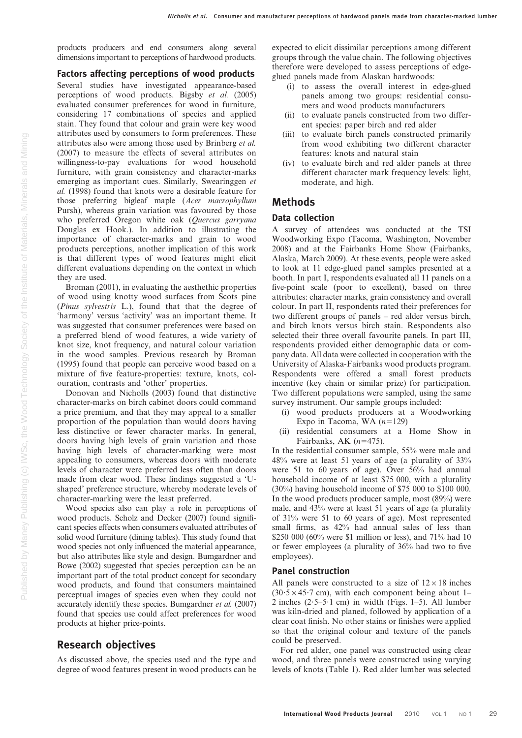products producers and end consumers along several dimensions important to perceptions of hardwood products.

## Factors affecting perceptions of wood products

Several studies have investigated appearance-based perceptions of wood products. Bigsby *et al.* (2005) evaluated consumer preferences for wood in furniture, considering 17 combinations of species and applied stain. They found that colour and grain were key wood attributes used by consumers to form preferences. These attributes also were among those used by Brinberg *et al.* (2007) to measure the effects of several attributes on willingness-to-pay evaluations for wood household furniture, with grain consistency and character-marks emerging as important cues. Similarly, Swearinggen *et al.* (1998) found that knots were a desirable feature for those preferring bigleaf maple (*Acer macrophyllum* Pursh), whereas grain variation was favoured by those who preferred Oregon white oak (*Quercus garryana* Douglas ex Hook.). In addition to illustrating the importance of character-marks and grain to wood products perceptions, another implication of this work is that different types of wood features might elicit different evaluations depending on the context in which they are used.

Broman (2001), in evaluating the aesthethic properties of wood using knotty wood surfaces from Scots pine (*Pinus sylvestris* L.), found that the degree of 'harmony' versus 'activity' was an important theme. It was suggested that consumer preferences were based on a preferred blend of wood features, a wide variety of knot size, knot frequency, and natural colour variation in the wood samples. Previous research by Broman (1995) found that people can perceive wood based on a mixture of five feature-properties: texture, knots, colouration, contrasts and 'other' properties.

Donovan and Nicholls (2003) found that distinctive character-marks on birch cabinet doors could command a price premium, and that they may appeal to a smaller proportion of the population than would doors having less distinctive or fewer character marks. In general, doors having high levels of grain variation and those having high levels of character-marking were most appealing to consumers, whereas doors with moderate levels of character were preferred less often than doors made from clear wood. These findings suggested a 'U-shaped' preference structure, whereby moderate levels of character-marking were the least preferred.

Wood species also can play a role in perceptions of wood products. Scholz and Decker (2007) found significant species effects when consumers evaluated attributes of solid wood furniture (dining tables). This study found that wood species not only influenced the material appearance, but also attributes like style and design. Bumgardner and Bowe (2002) suggested that species perception can be an important part of the total product concept for secondary wood products, and found that consumers maintained perceptual images of species even when they could not accurately identify these species. Bumgardner *et al.* (2007) found that species use could affect preferences for wood products at higher price-points.

# Research objectives

As discussed above, the species used and the type and degree of wood features present in wood products can be expected to elicit dissimilar perceptions among different groups through the value chain. The following objectives therefore were developed to assess perceptions of edge-glued panels made from Alaskan hardwoods:

(i) to assess the overall interest in edge-glued panels among two groups: residential consumers and wood products manufacturers
(ii) to evaluate panels constructed from two different species: paper birch and red alder
(iii) to evaluate birch panels constructed primarily from wood exhibiting two different character features: knots and natural stain
(iv) to evaluate birch and red alder panels at three different character mark frequency levels: light, moderate, and high.

# Methods

## Data collection

A survey of attendees was conducted at the TSI Woodworking Expo (Tacoma, Washington, November 2008) and at the Fairbanks Home Show (Fairbanks, Alaska, March 2009). At these events, people were asked to look at 11 edge-glued panel samples presented at a booth. In part I, respondents evaluated all 11 panels on a five-point scale (poor to excellent), based on three attributes: character marks, grain consistency and overall colour. In part II, respondents rated their preferences for two different groups of panels – red alder versus birch, and birch knots versus birch stain. Respondents also selected their three overall favourite panels. In part III, respondents provided either demographic data or company data. All data were collected in cooperation with the University of Alaska-Fairbanks wood products program. Respondents were offered a small forest products incentive (key chain or similar prize) for participation. Two different populations were sampled, using the same survey instrument. Our sample groups included:

(i) wood products producers at a Woodworking Expo in Tacoma, WA ($n$=129)
(ii) residential consumers at a Home Show in Fairbanks, AK ($n$=475).

In the residential consumer sample, 55% were male and 48% were at least 51 years of age (a plurality of 33% were 51 to 60 years of age). Over 56% had annual household income of at least $75 000, with a plurality (30%) having household income of $75 000 to $100 000. In the wood products producer sample, most (89%) were male, and 43% were at least 51 years of age (a plurality of 31% were 51 to 60 years of age). Most represented small firms, as 42% had annual sales of less than $250 000 (60% were $1 million or less), and 71% had 10 or fewer employees (a plurality of 36% had two to five employees).

## Panel construction

All panels were constructed to a size of $12 \times 18$ inches ($30{\cdot}5 \times 45{\cdot}7$ cm), with each component being about 1–2 inches (2·5–5·1 cm) in width (Figs. 1–5). All lumber was kiln-dried and planed, followed by application of a clear coat finish. No other stains or finishes were applied so that the original colour and texture of the panels could be preserved.

For red alder, one panel was constructed using clear wood, and three panels were constructed using varying levels of knots (Table 1). Red alder lumber was selected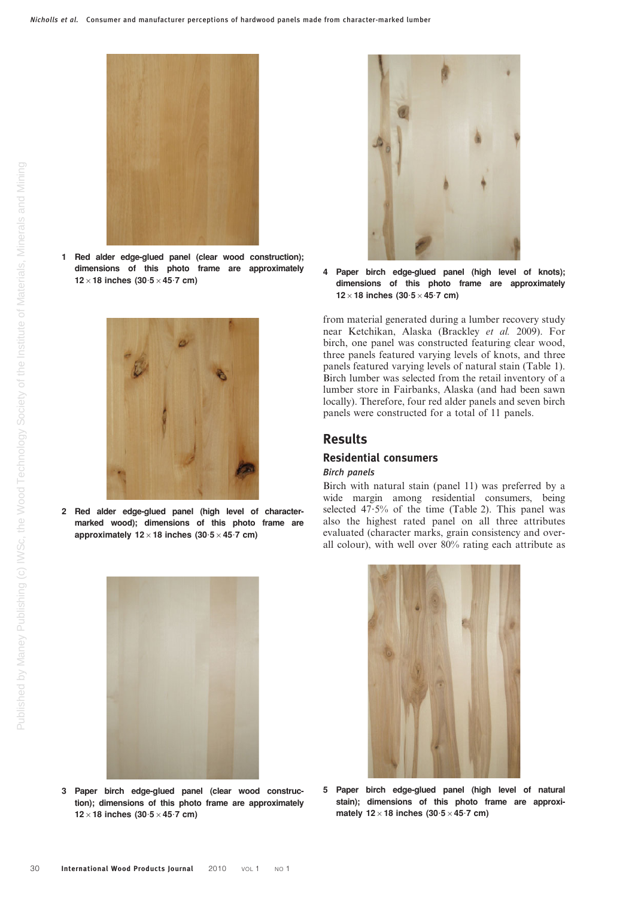1 Red alder edge-glued panel (clear wood construction); dimensions of this photo frame are approximately 12 × 18 inches (30·5 × 45·7 cm)

2 Red alder edge-glued panel (high level of character-marked wood); dimensions of this photo frame are approximately 12 × 18 inches (30·5 × 45·7 cm)

3 Paper birch edge-glued panel (clear wood construction); dimensions of this photo frame are approximately 12 × 18 inches (30·5 × 45·7 cm)

4 Paper birch edge-glued panel (high level of knots); dimensions of this photo frame are approximately 12 × 18 inches (30·5 × 45·7 cm)

from material generated during a lumber recovery study near Ketchikan, Alaska (Brackley *et al.* 2009). For birch, one panel was constructed featuring clear wood, three panels featured varying levels of knots, and three panels featured varying levels of natural stain (Table 1). Birch lumber was selected from the retail inventory of a lumber store in Fairbanks, Alaska (and had been sawn locally). Therefore, four red alder panels and seven birch panels were constructed for a total of 11 panels.

## Results

### Residential consumers

#### *Birch panels*

Birch with natural stain (panel 11) was preferred by a wide margin among residential consumers, being selected 47·5% of the time (Table 2). This panel was also the highest rated panel on all three attributes evaluated (character marks, grain consistency and overall colour), with well over 80% rating each attribute as

5 Paper birch edge-glued panel (high level of natural stain); dimensions of this photo frame are approximately 12 × 18 inches (30·5 × 45·7 cm)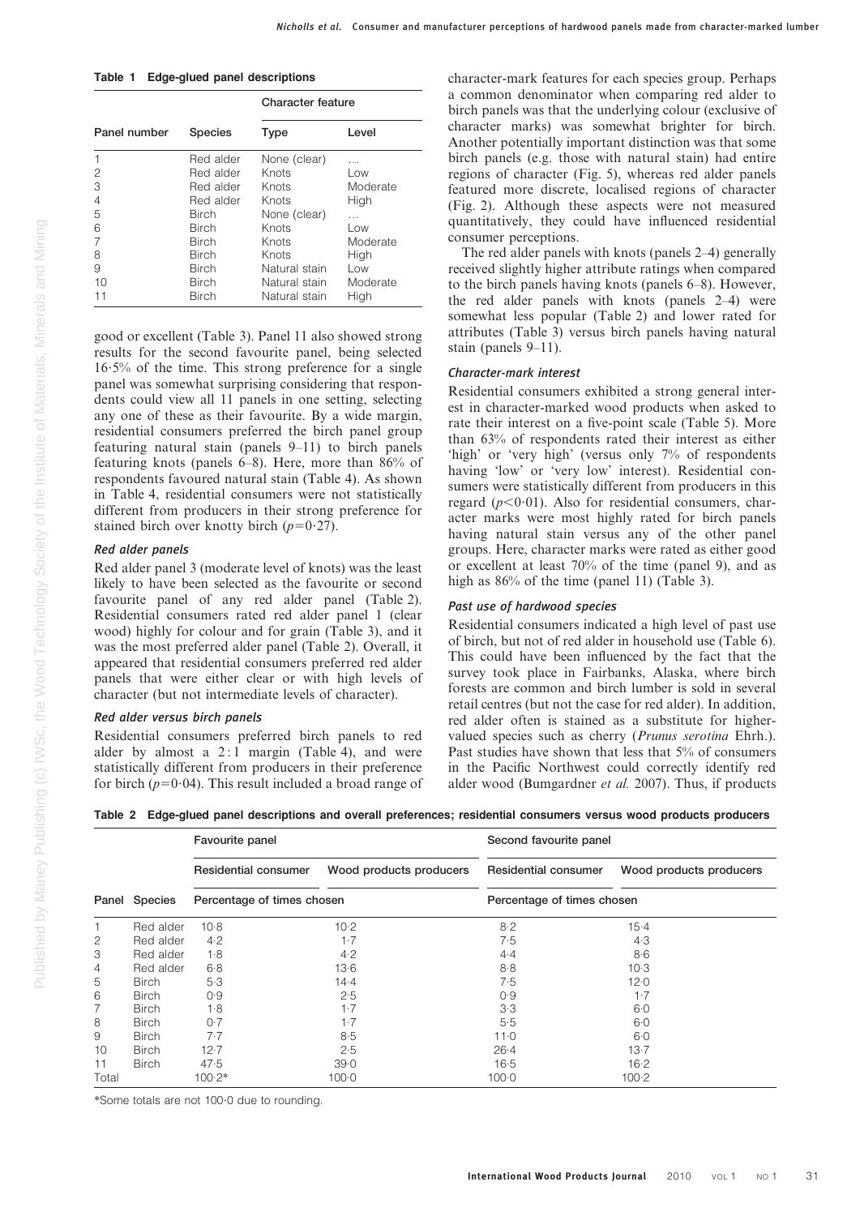**Table 1 Edge-glued panel descriptions**

| Panel number | Species | Character feature | |
|---|---|---|---|
| | | Type | Level |
| 1 | Red alder | None (clear) | ... |
| 2 | Red alder | Knots | Low |
| 3 | Red alder | Knots | Moderate |
| 4 | Red alder | Knots | High |
| 5 | Birch | None (clear) | ... |
| 6 | Birch | Knots | Low |
| 7 | Birch | Knots | Moderate |
| 8 | Birch | Knots | High |
| 9 | Birch | Natural stain | Low |
| 10 | Birch | Natural stain | Moderate |
| 11 | Birch | Natural stain | High |

good or excellent (Table 3). Panel 11 also showed strong results for the second favourite panel, being selected 16·5% of the time. This strong preference for a single panel was somewhat surprising considering that respondents could view all 11 panels in one setting, selecting any one of these as their favourite. By a wide margin, residential consumers preferred the birch panel group featuring natural stain (panels 9–11) to birch panels featuring knots (panels 6–8). Here, more than 86% of respondents favoured natural stain (Table 4). As shown in Table 4, residential consumers were not statistically different from producers in their strong preference for stained birch over knotty birch ($p=0·27$).

### *Red alder panels*

Red alder panel 3 (moderate level of knots) was the least likely to have been selected as the favourite or second favourite panel of any red alder panel (Table 2). Residential consumers rated red alder panel 1 (clear wood) highly for colour and for grain (Table 3), and it was the most preferred alder panel (Table 2). Overall, it appeared that residential consumers preferred red alder panels that were either clear or with high levels of character (but not intermediate levels of character).

### *Red alder versus birch panels*

Residential consumers preferred birch panels to red alder by almost a 2 : 1 margin (Table 4), and were statistically different from producers in their preference for birch ($p=0·04$). This result included a broad range of character-mark features for each species group. Perhaps a common denominator when comparing red alder to birch panels was that the underlying colour (exclusive of character marks) was somewhat brighter for birch. Another potentially important distinction was that some birch panels (e.g. those with natural stain) had entire regions of character (Fig. 5), whereas red alder panels featured more discrete, localised regions of character (Fig. 2). Although these aspects were not measured quantitatively, they could have influenced residential consumer perceptions.

The red alder panels with knots (panels 2–4) generally received slightly higher attribute ratings when compared to the birch panels having knots (panels 6–8). However, the red alder panels with knots (panels 2–4) were somewhat less popular (Table 2) and lower rated for attributes (Table 3) versus birch panels having natural stain (panels 9–11).

### *Character-mark interest*

Residential consumers exhibited a strong general interest in character-marked wood products when asked to rate their interest on a five-point scale (Table 5). More than 63% of respondents rated their interest as either 'high' or 'very high' (versus only 7% of respondents having 'low' or 'very low' interest). Residential consumers were statistically different from producers in this regard ($p<0·01$). Also for residential consumers, character marks were most highly rated for birch panels having natural stain versus any of the other panel groups. Here, character marks were rated as either good or excellent at least 70% of the time (panel 9), and as high as 86% of the time (panel 11) (Table 3).

### *Past use of hardwood species*

Residential consumers indicated a high level of past use of birch, but not of red alder in household use (Table 6). This could have been influenced by the fact that the survey took place in Fairbanks, Alaska, where birch forests are common and birch lumber is sold in several retail centres (but not the case for red alder). In addition, red alder often is stained as a substitute for higher-valued species such as cherry (*Prunus serotina* Ehrh.). Past studies have shown that less that 5% of consumers in the Pacific Northwest could correctly identify red alder wood (Bumgardner *et al.* 2007). Thus, if products

**Table 2 Edge-glued panel descriptions and overall preferences; residential consumers versus wood products producers**

| Panel | Species | Favourite panel | | Second favourite panel | |
|---|---|---|---|---|---|
| | | Residential consumer | Wood products producers | Residential consumer | Wood products producers |
| | | Percentage of times chosen | | Percentage of times chosen | |
| 1 | Red alder | 10·8 | 10·2 | 8·2 | 15·4 |
| 2 | Red alder | 4·2 | 1·7 | 7·5 | 4·3 |
| 3 | Red alder | 1·8 | 4·2 | 4·4 | 8·6 |
| 4 | Red alder | 6·8 | 13·6 | 8·8 | 10·3 |
| 5 | Birch | 5·3 | 14·4 | 7·5 | 12·0 |
| 6 | Birch | 0·9 | 2·5 | 0·9 | 1·7 |
| 7 | Birch | 1·8 | 1·7 | 3·3 | 6·0 |
| 8 | Birch | 0·7 | 1·7 | 5·5 | 6·0 |
| 9 | Birch | 7·7 | 8·5 | 11·0 | 6·0 |
| 10 | Birch | 12·7 | 2·5 | 26·4 | 13·7 |
| 11 | Birch | 47·5 | 39·0 | 16·5 | 16·2 |
| Total | | 100·2* | 100·0 | 100·0 | 100·2 |

*Some totals are not 100·0 due to rounding.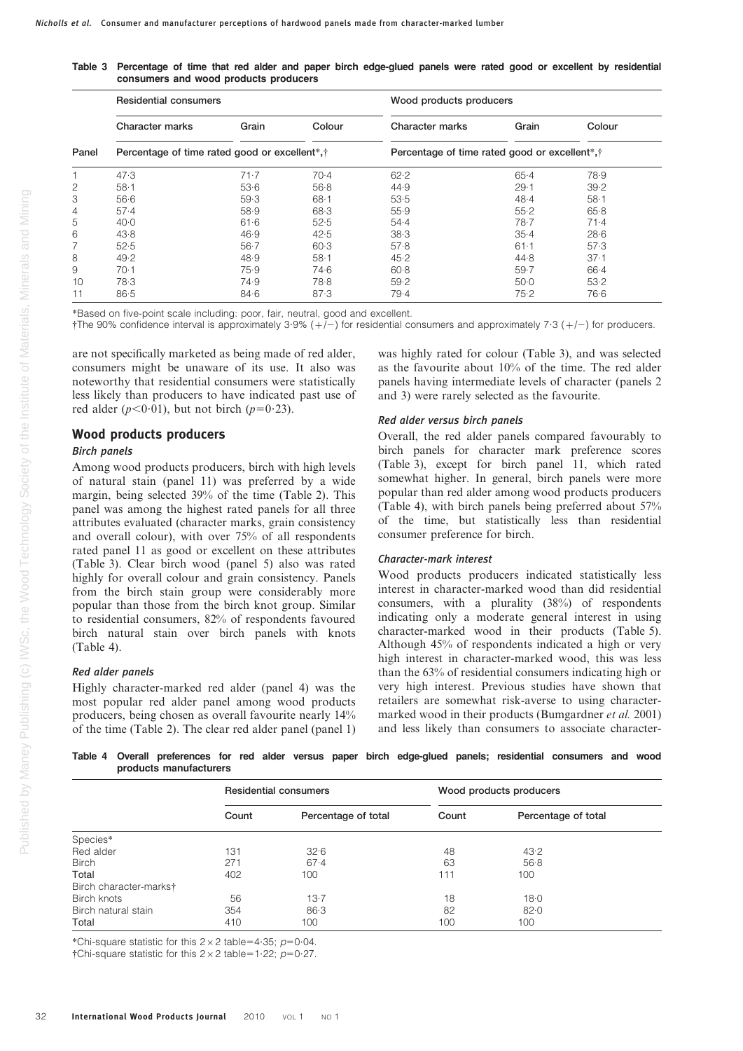**Table 3 Percentage of time that red alder and paper birch edge-glued panels were rated good or excellent by residential consumers and wood products producers**

| | Residential consumers | | | Wood products producers | | |
|---|---|---|---|---|---|---|
| | Character marks | Grain | Colour | Character marks | Grain | Colour |
| Panel | Percentage of time rated good or excellent*,† | | | Percentage of time rated good or excellent*,† | | |
| 1 | 47·3 | 71·7 | 70·4 | 62·2 | 65·4 | 78·9 |
| 2 | 58·1 | 53·6 | 56·8 | 44·9 | 29·1 | 39·2 |
| 3 | 56·6 | 59·3 | 68·1 | 53·5 | 48·4 | 58·1 |
| 4 | 57·4 | 58·9 | 68·3 | 55·9 | 55·2 | 65·8 |
| 5 | 40·0 | 61·6 | 52·5 | 54·4 | 78·7 | 71·4 |
| 6 | 43·8 | 46·9 | 42·5 | 38·3 | 35·4 | 28·6 |
| 7 | 52·5 | 56·7 | 60·3 | 57·8 | 61·1 | 57·3 |
| 8 | 49·2 | 48·9 | 58·1 | 45·2 | 44·8 | 37·1 |
| 9 | 70·1 | 75·9 | 74·6 | 60·8 | 59·7 | 66·4 |
| 10 | 78·3 | 74·9 | 78·8 | 59·2 | 50·0 | 53·2 |
| 11 | 86·5 | 84·6 | 87·3 | 79·4 | 75·2 | 76·6 |

*Based on five-point scale including: poor, fair, neutral, good and excellent.
†The 90% confidence interval is approximately 3·9% (+/−) for residential consumers and approximately 7·3 (+/−) for producers.

are not specifically marketed as being made of red alder, consumers might be unaware of its use. It also was noteworthy that residential consumers were statistically less likely than producers to have indicated past use of red alder ($p<0·01$), but not birch ($p=0·23$).

## Wood products producers

### *Birch panels*

Among wood products producers, birch with high levels of natural stain (panel 11) was preferred by a wide margin, being selected 39% of the time (Table 2). This panel was among the highest rated panels for all three attributes evaluated (character marks, grain consistency and overall colour), with over 75% of all respondents rated panel 11 as good or excellent on these attributes (Table 3). Clear birch wood (panel 5) also was rated highly for overall colour and grain consistency. Panels from the birch stain group were considerably more popular than those from the birch knot group. Similar to residential consumers, 82% of respondents favoured birch natural stain over birch panels with knots (Table 4).

### *Red alder panels*

Highly character-marked red alder (panel 4) was the most popular red alder panel among wood products producers, being chosen as overall favourite nearly 14% of the time (Table 2). The clear red alder panel (panel 1) was highly rated for colour (Table 3), and was selected as the favourite about 10% of the time. The red alder panels having intermediate levels of character (panels 2 and 3) were rarely selected as the favourite.

### *Red alder versus birch panels*

Overall, the red alder panels compared favourably to birch panels for character mark preference scores (Table 3), except for birch panel 11, which rated somewhat higher. In general, birch panels were more popular than red alder among wood products producers (Table 4), with birch panels being preferred about 57% of the time, but statistically less than residential consumer preference for birch.

### *Character-mark interest*

Wood products producers indicated statistically less interest in character-marked wood than did residential consumers, with a plurality (38%) of respondents indicating only a moderate general interest in using character-marked wood in their products (Table 5). Although 45% of respondents indicated a high or very high interest in character-marked wood, this was less than the 63% of residential consumers indicating high or very high interest. Previous studies have shown that retailers are somewhat risk-averse to using character-marked wood in their products (Bumgardner *et al.* 2001) and less likely than consumers to associate character-

**Table 4 Overall preferences for red alder versus paper birch edge-glued panels; residential consumers and wood products manufacturers**

| | Residential consumers | | Wood products producers | |
|---|---|---|---|---|
| | Count | Percentage of total | Count | Percentage of total |
| Species* | | | | |
| Red alder | 131 | 32·6 | 48 | 43·2 |
| Birch | 271 | 67·4 | 63 | 56·8 |
| Total | 402 | 100 | 111 | 100 |
| Birch character-marks† | | | | |
| Birch knots | 56 | 13·7 | 18 | 18·0 |
| Birch natural stain | 354 | 86·3 | 82 | 82·0 |
| Total | 410 | 100 | 100 | 100 |

*Chi-square statistic for this $2\times2$ table=4·35; $p=0·04$.
†Chi-square statistic for this $2\times2$ table=1·22; $p=0·27$.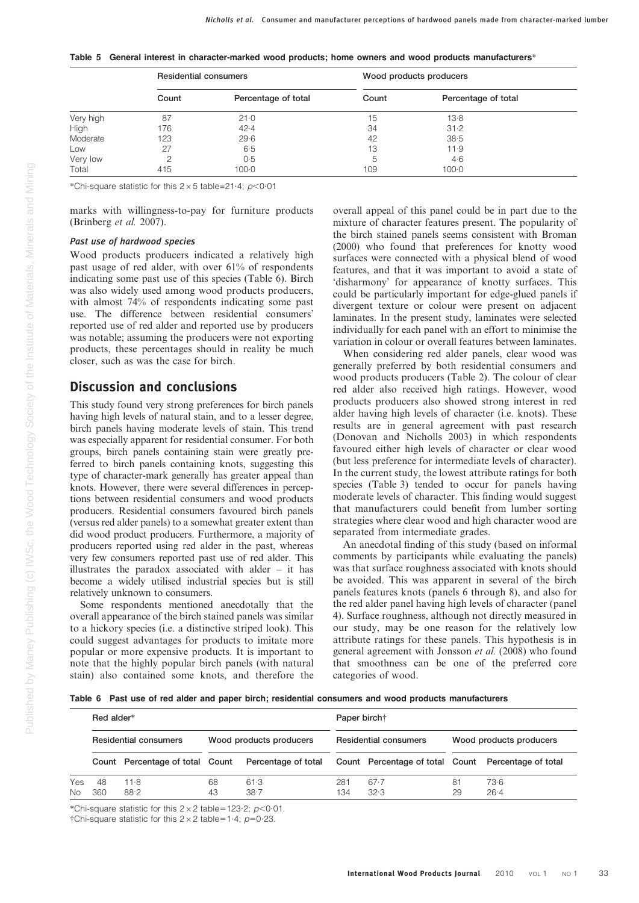**Table 5 General interest in character-marked wood products; home owners and wood products manufacturers***

| | Residential consumers | | Wood products producers | |
|---|---|---|---|---|
| | Count | Percentage of total | Count | Percentage of total |
| Very high | 87 | 21·0 | 15 | 13·8 |
| High | 176 | 42·4 | 34 | 31·2 |
| Moderate | 123 | 29·6 | 42 | 38·5 |
| Low | 27 | 6·5 | 13 | 11·9 |
| Very low | 2 | 0·5 | 5 | 4·6 |
| Total | 415 | 100·0 | 109 | 100·0 |

*Chi-square statistic for this $2\times5$ table=21·4; $p<0·01$

marks with willingness-to-pay for furniture products (Brinberg *et al.* 2007).

### Past use of hardwood species

Wood products producers indicated a relatively high past usage of red alder, with over 61% of respondents indicating some past use of this species (Table 6). Birch was also widely used among wood products producers, with almost 74% of respondents indicating some past use. The difference between residential consumers' reported use of red alder and reported use by producers was notable; assuming the producers were not exporting products, these percentages should in reality be much closer, such as was the case for birch.

## Discussion and conclusions

This study found very strong preferences for birch panels having high levels of natural stain, and to a lesser degree, birch panels having moderate levels of stain. This trend was especially apparent for residential consumer. For both groups, birch panels containing stain were greatly preferred to birch panels containing knots, suggesting this type of character-mark generally has greater appeal than knots. However, there were several differences in perceptions between residential consumers and wood products producers. Residential consumers favoured birch panels (versus red alder panels) to a somewhat greater extent than did wood product producers. Furthermore, a majority of producers reported using red alder in the past, whereas very few consumers reported past use of red alder. This illustrates the paradox associated with alder – it has become a widely utilised industrial species but is still relatively unknown to consumers.

Some respondents mentioned anecdotally that the overall appearance of the birch stained panels was similar to a hickory species (i.e. a distinctive striped look). This could suggest advantages for products to imitate more popular or more expensive products. It is important to note that the highly popular birch panels (with natural stain) also contained some knots, and therefore the overall appeal of this panel could be in part due to the mixture of character features present. The popularity of the birch stained panels seems consistent with Broman (2000) who found that preferences for knotty wood surfaces were connected with a physical blend of wood features, and that it was important to avoid a state of 'disharmony' for appearance of knotty surfaces. This could be particularly important for edge-glued panels if divergent texture or colour were present on adjacent laminates. In the present study, laminates were selected individually for each panel with an effort to minimise the variation in colour or overall features between laminates.

When considering red alder panels, clear wood was generally preferred by both residential consumers and wood products producers (Table 2). The colour of clear red alder also received high ratings. However, wood products producers also showed strong interest in red alder having high levels of character (i.e. knots). These results are in general agreement with past research (Donovan and Nicholls 2003) in which respondents favoured either high levels of character or clear wood (but less preference for intermediate levels of character). In the current study, the lowest attribute ratings for both species (Table 3) tended to occur for panels having moderate levels of character. This finding would suggest that manufacturers could benefit from lumber sorting strategies where clear wood and high character wood are separated from intermediate grades.

An anecdotal finding of this study (based on informal comments by participants while evaluating the panels) was that surface roughness associated with knots should be avoided. This was apparent in several of the birch panels features knots (panels 6 through 8), and also for the red alder panel having high levels of character (panel 4). Surface roughness, although not directly measured in our study, may be one reason for the relatively low attribute ratings for these panels. This hypothesis is in general agreement with Jonsson *et al.* (2008) who found that smoothness can be one of the preferred core categories of wood.

**Table 6 Past use of red alder and paper birch; residential consumers and wood products manufacturers**

| | Red alder* | | | | Paper birch† | | | |
|---|---|---|---|---|---|---|---|---|
| | Residential consumers | | Wood products producers | | Residential consumers | | Wood products producers | |
| | Count | Percentage of total | Count | Percentage of total | Count | Percentage of total | Count | Percentage of total |
| Yes | 48 | 11·8 | 68 | 61·3 | 281 | 67·7 | 81 | 73·6 |
| No | 360 | 88·2 | 43 | 38·7 | 134 | 32·3 | 29 | 26·4 |

*Chi-square statistic for this $2\times2$ table=123·2; $p<0·01$.
†Chi-square statistic for this $2\times2$ table=1·4; $p=0·23$.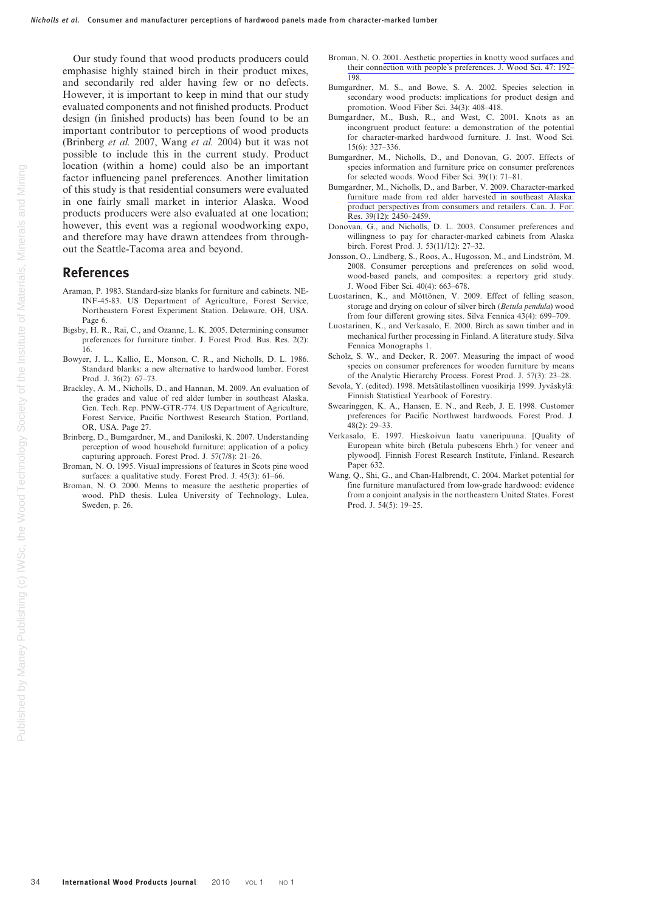Our study found that wood products producers could emphasise highly stained birch in their product mixes, and secondarily red alder having few or no defects. However, it is important to keep in mind that our study evaluated components and not finished products. Product design (in finished products) has been found to be an important contributor to perceptions of wood products (Brinberg *et al.* 2007, Wang *et al.* 2004) but it was not possible to include this in the current study. Product location (within a home) could also be an important factor influencing panel preferences. Another limitation of this study is that residential consumers were evaluated in one fairly small market in interior Alaska. Wood products producers were also evaluated at one location; however, this event was a regional woodworking expo, and therefore may have drawn attendees from throughout the Seattle-Tacoma area and beyond.

## References

Araman, P. 1983. Standard-size blanks for furniture and cabinets. NE-INF-45-83. US Department of Agriculture, Forest Service, Northeastern Forest Experiment Station. Delaware, OH, USA. Page 6.

Bigsby, H. R., Rai, C., and Ozanne, L. K. 2005. Determining consumer preferences for furniture timber. J. Forest Prod. Bus. Res. 2(2): 16.

Bowyer, J. L., Kallio, E., Monson, C. R., and Nicholls, D. L. 1986. Standard blanks: a new alternative to hardwood lumber. Forest Prod. J. 36(2): 67–73.

Brackley, A. M., Nicholls, D., and Hannan, M. 2009. An evaluation of the grades and value of red alder lumber in southeast Alaska. Gen. Tech. Rep. PNW-GTR-774. US Department of Agriculture, Forest Service, Pacific Northwest Research Station, Portland, OR, USA. Page 27.

Brinberg, D., Bumgardner, M., and Daniloski, K. 2007. Understanding perception of wood household furniture: application of a policy capturing approach. Forest Prod. J. 57(7/8): 21–26.

Broman, N. O. 1995. Visual impressions of features in Scots pine wood surfaces: a qualitative study. Forest Prod. J. 45(3): 61–66.

Broman, N. O. 2000. Means to measure the aesthetic properties of wood. PhD thesis. Lulea University of Technology, Lulea, Sweden, p. 26.

Broman, N. O. 2001. Aesthetic properties in knotty wood surfaces and their connection with people's preferences. J. Wood Sci. 47: 192–198.

Bumgardner, M. S., and Bowe, S. A. 2002. Species selection in secondary wood products: implications for product design and promotion. Wood Fiber Sci. 34(3): 408–418.

Bumgardner, M., Bush, R., and West, C. 2001. Knots as an incongruent product feature: a demonstration of the potential for character-marked hardwood furniture. J. Inst. Wood Sci. 15(6): 327–336.

Bumgardner, M., Nicholls, D., and Donovan, G. 2007. Effects of species information and furniture price on consumer preferences for selected woods. Wood Fiber Sci. 39(1): 71–81.

Bumgardner, M., Nicholls, D., and Barber, V. 2009. Character-marked furniture made from red alder harvested in southeast Alaska: product perspectives from consumers and retailers. Can. J. For. Res. 39(12): 2450–2459.

Donovan, G., and Nicholls, D. L. 2003. Consumer preferences and willingness to pay for character-marked cabinets from Alaska birch. Forest Prod. J. 53(11/12): 27–32.

Jonsson, O., Lindberg, S., Roos, A., Hugosson, M., and Lindström, M. 2008. Consumer perceptions and preferences on solid wood, wood-based panels, and composites: a repertory grid study. J. Wood Fiber Sci. 40(4): 663–678.

Luostarinen, K., and Möttönen, V. 2009. Effect of felling season, storage and drying on colour of silver birch (*Betula pendula*) wood from four different growing sites. Silva Fennica 43(4): 699–709.

Luostarinen, K., and Verkasalo, E. 2000. Birch as sawn timber and in mechanical further processing in Finland. A literature study. Silva Fennica Monographs 1.

Scholz, S. W., and Decker, R. 2007. Measuring the impact of wood species on consumer preferences for wooden furniture by means of the Analytic Hierarchy Process. Forest Prod. J. 57(3): 23–28.

Sevola, Y. (edited). 1998. Metsätilastollinen vuosikirja 1999. Jyväskylä: Finnish Statistical Yearbook of Forestry.

Swearinggen, K. A., Hansen, E. N., and Reeb, J. E. 1998. Customer preferences for Pacific Northwest hardwoods. Forest Prod. J. 48(2): 29–33.

Verkasalo, E. 1997. Hieskoivun laatu vaneripuuna. [Quality of European white birch (Betula pubescens Ehrh.) for veneer and plywood]. Finnish Forest Research Institute, Finland. Research Paper 632.

Wang, Q., Shi, G., and Chan-Halbrendt, C. 2004. Market potential for fine furniture manufactured from low-grade hardwood: evidence from a conjoint analysis in the northeastern United States. Forest Prod. J. 54(5): 19–25.